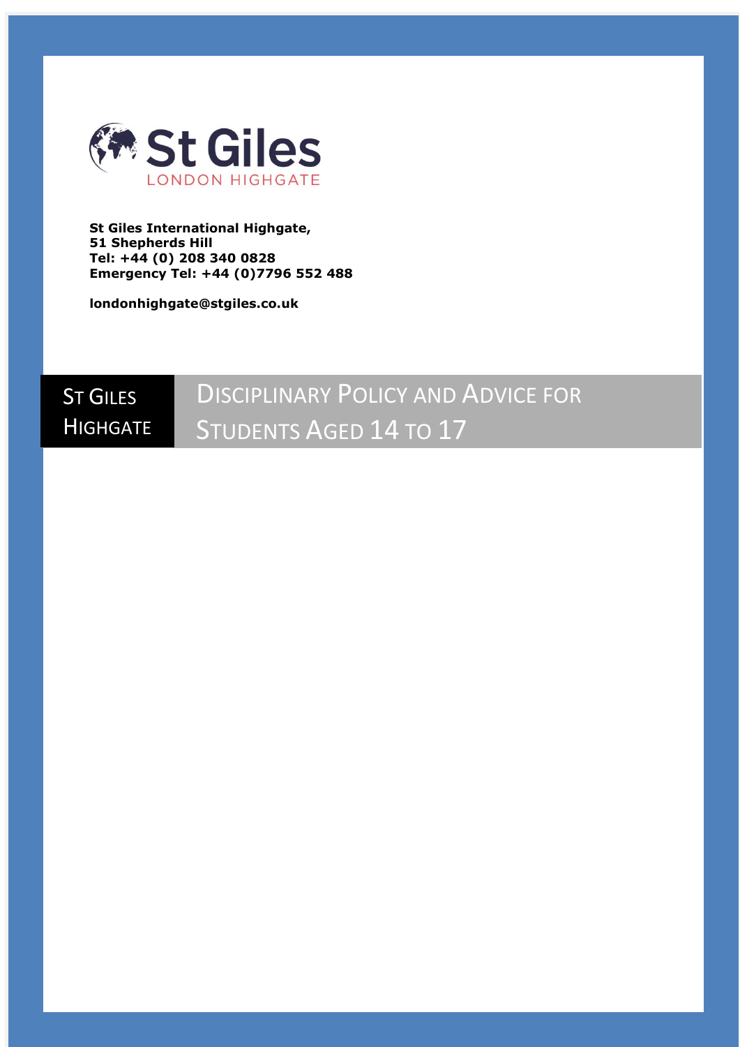St Giles
LONDON HIGHGATE

**St Giles International Highgate,**
**51 Shepherds Hill**
**Tel: +44 (0) 208 340 0828**
**Emergency Tel: +44 (0)7796 552 488**

**londonhighgate@stgiles.co.uk**

ST GILES HIGHGATE

# DISCIPLINARY POLICY AND ADVICE FOR STUDENTS AGED 14 TO 17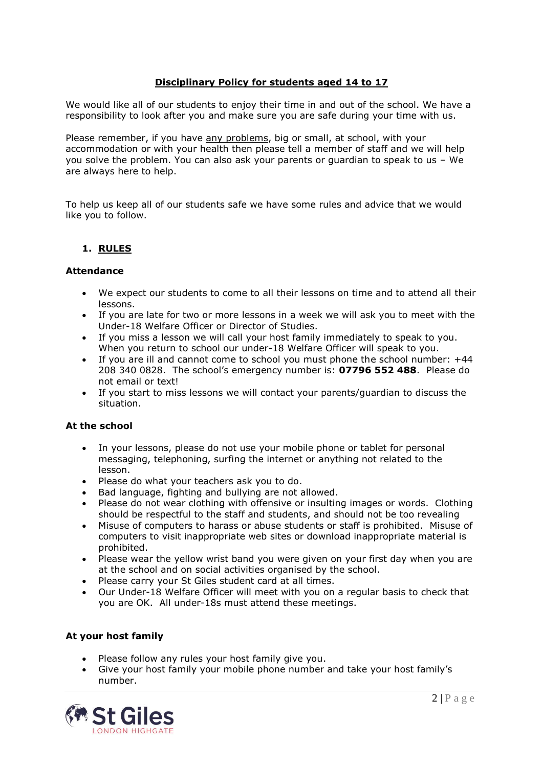**Disciplinary Policy for students aged 14 to 17**

We would like all of our students to enjoy their time in and out of the school. We have a responsibility to look after you and make sure you are safe during your time with us.

Please remember, if you have any problems, big or small, at school, with your accommodation or with your health then please tell a member of staff and we will help you solve the problem. You can also ask your parents or guardian to speak to us – We are always here to help.

To help us keep all of our students safe we have some rules and advice that we would like you to follow.

## 1. RULES

### Attendance

- We expect our students to come to all their lessons on time and to attend all their lessons.
- If you are late for two or more lessons in a week we will ask you to meet with the Under-18 Welfare Officer or Director of Studies.
- If you miss a lesson we will call your host family immediately to speak to you. When you return to school our under-18 Welfare Officer will speak to you.
- If you are ill and cannot come to school you must phone the school number: +44 208 340 0828. The school's emergency number is: **07796 552 488**. Please do not email or text!
- If you start to miss lessons we will contact your parents/guardian to discuss the situation.

### At the school

- In your lessons, please do not use your mobile phone or tablet for personal messaging, telephoning, surfing the internet or anything not related to the lesson.
- Please do what your teachers ask you to do.
- Bad language, fighting and bullying are not allowed.
- Please do not wear clothing with offensive or insulting images or words. Clothing should be respectful to the staff and students, and should not be too revealing
- Misuse of computers to harass or abuse students or staff is prohibited. Misuse of computers to visit inappropriate web sites or download inappropriate material is prohibited.
- Please wear the yellow wrist band you were given on your first day when you are at the school and on social activities organised by the school.
- Please carry your St Giles student card at all times.
- Our Under-18 Welfare Officer will meet with you on a regular basis to check that you are OK. All under-18s must attend these meetings.

### At your host family

- Please follow any rules your host family give you.
- Give your host family your mobile phone number and take your host family's number.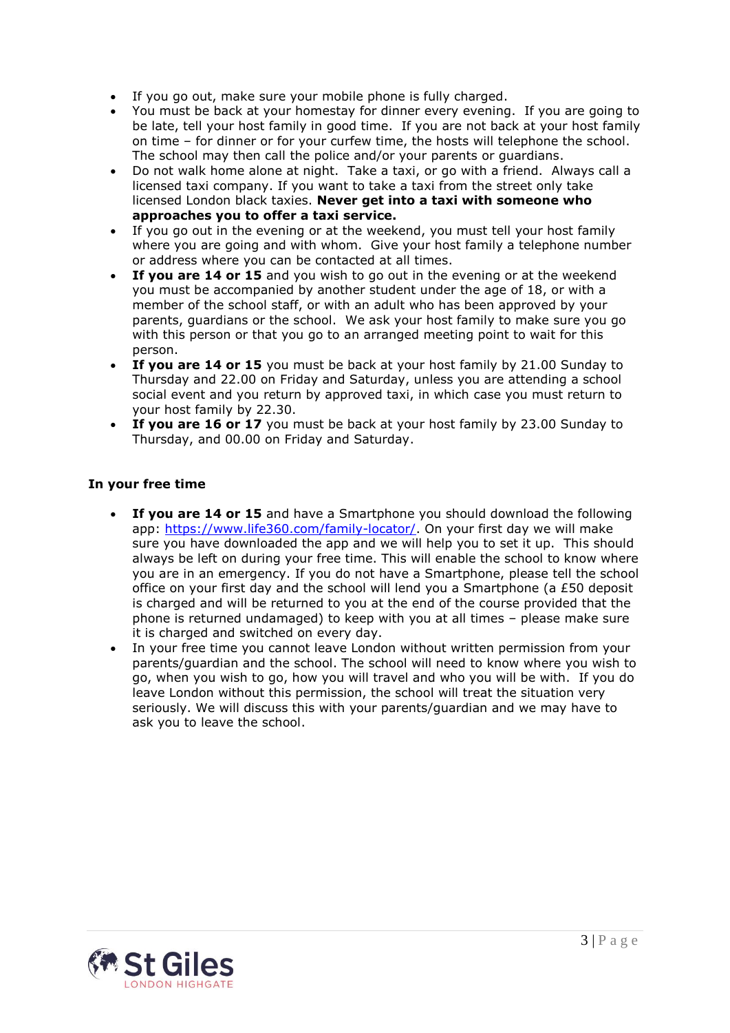- If you go out, make sure your mobile phone is fully charged.
- You must be back at your homestay for dinner every evening. If you are going to be late, tell your host family in good time. If you are not back at your host family on time – for dinner or for your curfew time, the hosts will telephone the school. The school may then call the police and/or your parents or guardians.
- Do not walk home alone at night. Take a taxi, or go with a friend. Always call a licensed taxi company. If you want to take a taxi from the street only take licensed London black taxies. **Never get into a taxi with someone who approaches you to offer a taxi service.**
- If you go out in the evening or at the weekend, you must tell your host family where you are going and with whom. Give your host family a telephone number or address where you can be contacted at all times.
- **If you are 14 or 15** and you wish to go out in the evening or at the weekend you must be accompanied by another student under the age of 18, or with a member of the school staff, or with an adult who has been approved by your parents, guardians or the school. We ask your host family to make sure you go with this person or that you go to an arranged meeting point to wait for this person.
- **If you are 14 or 15** you must be back at your host family by 21.00 Sunday to Thursday and 22.00 on Friday and Saturday, unless you are attending a school social event and you return by approved taxi, in which case you must return to your host family by 22.30.
- **If you are 16 or 17** you must be back at your host family by 23.00 Sunday to Thursday, and 00.00 on Friday and Saturday.

**In your free time**

- **If you are 14 or 15** and have a Smartphone you should download the following app: [https://www.life360.com/family-locator/](https://www.life360.com/family-locator/). On your first day we will make sure you have downloaded the app and we will help you to set it up. This should always be left on during your free time. This will enable the school to know where you are in an emergency. If you do not have a Smartphone, please tell the school office on your first day and the school will lend you a Smartphone (a £50 deposit is charged and will be returned to you at the end of the course provided that the phone is returned undamaged) to keep with you at all times – please make sure it is charged and switched on every day.
- In your free time you cannot leave London without written permission from your parents/guardian and the school. The school will need to know where you wish to go, when you wish to go, how you will travel and who you will be with. If you do leave London without this permission, the school will treat the situation very seriously. We will discuss this with your parents/guardian and we may have to ask you to leave the school.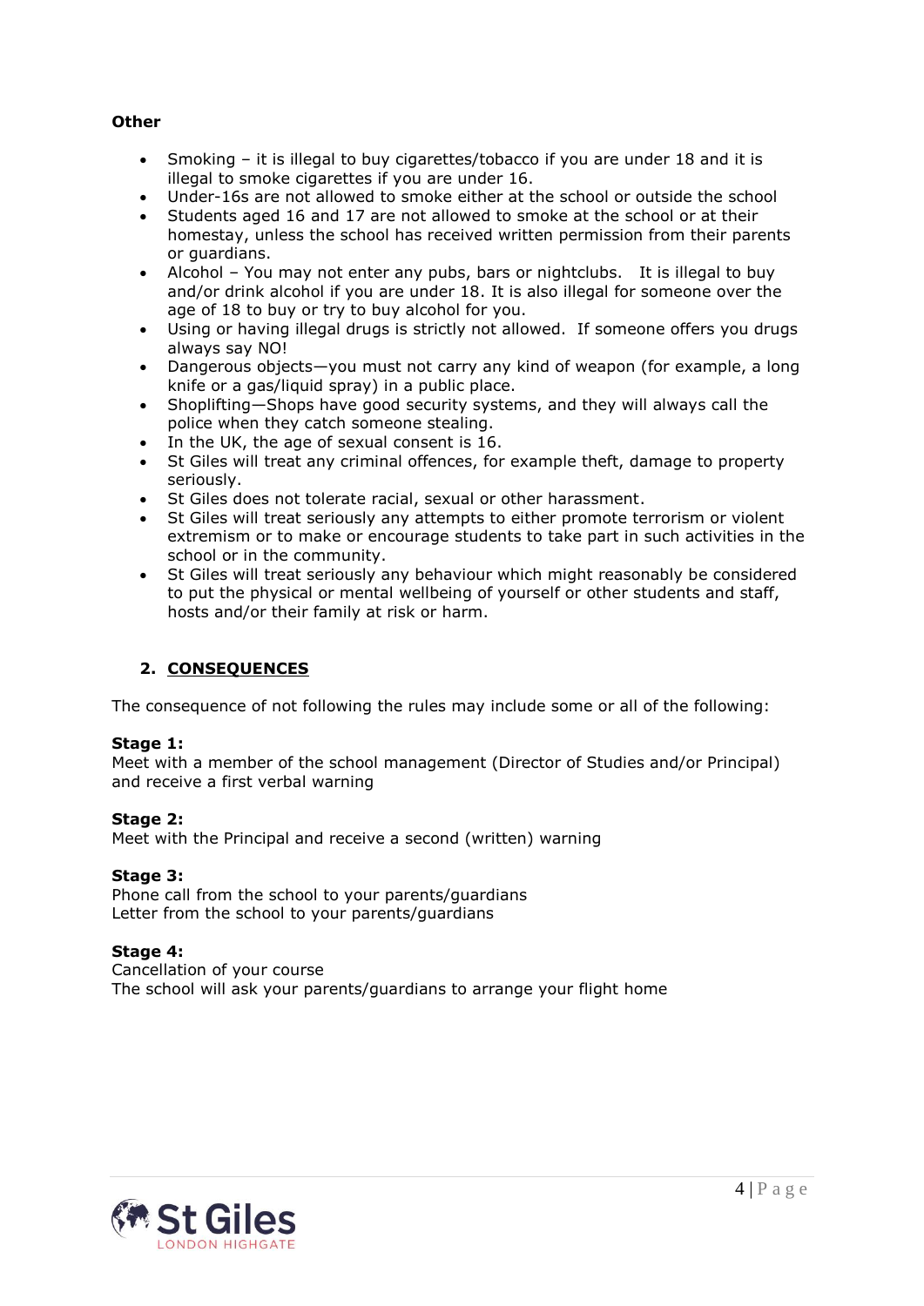**Other**

- Smoking – it is illegal to buy cigarettes/tobacco if you are under 18 and it is illegal to smoke cigarettes if you are under 16.
- Under-16s are not allowed to smoke either at the school or outside the school
- Students aged 16 and 17 are not allowed to smoke at the school or at their homestay, unless the school has received written permission from their parents or guardians.
- Alcohol – You may not enter any pubs, bars or nightclubs. It is illegal to buy and/or drink alcohol if you are under 18. It is also illegal for someone over the age of 18 to buy or try to buy alcohol for you.
- Using or having illegal drugs is strictly not allowed. If someone offers you drugs always say NO!
- Dangerous objects—you must not carry any kind of weapon (for example, a long knife or a gas/liquid spray) in a public place.
- Shoplifting—Shops have good security systems, and they will always call the police when they catch someone stealing.
- In the UK, the age of sexual consent is 16.
- St Giles will treat any criminal offences, for example theft, damage to property seriously.
- St Giles does not tolerate racial, sexual or other harassment.
- St Giles will treat seriously any attempts to either promote terrorism or violent extremism or to make or encourage students to take part in such activities in the school or in the community.
- St Giles will treat seriously any behaviour which might reasonably be considered to put the physical or mental wellbeing of yourself or other students and staff, hosts and/or their family at risk or harm.

## 2. CONSEQUENCES

The consequence of not following the rules may include some or all of the following:

**Stage 1:**
Meet with a member of the school management (Director of Studies and/or Principal) and receive a first verbal warning

**Stage 2:**
Meet with the Principal and receive a second (written) warning

**Stage 3:**
Phone call from the school to your parents/guardians
Letter from the school to your parents/guardians

**Stage 4:**
Cancellation of your course
The school will ask your parents/guardians to arrange your flight home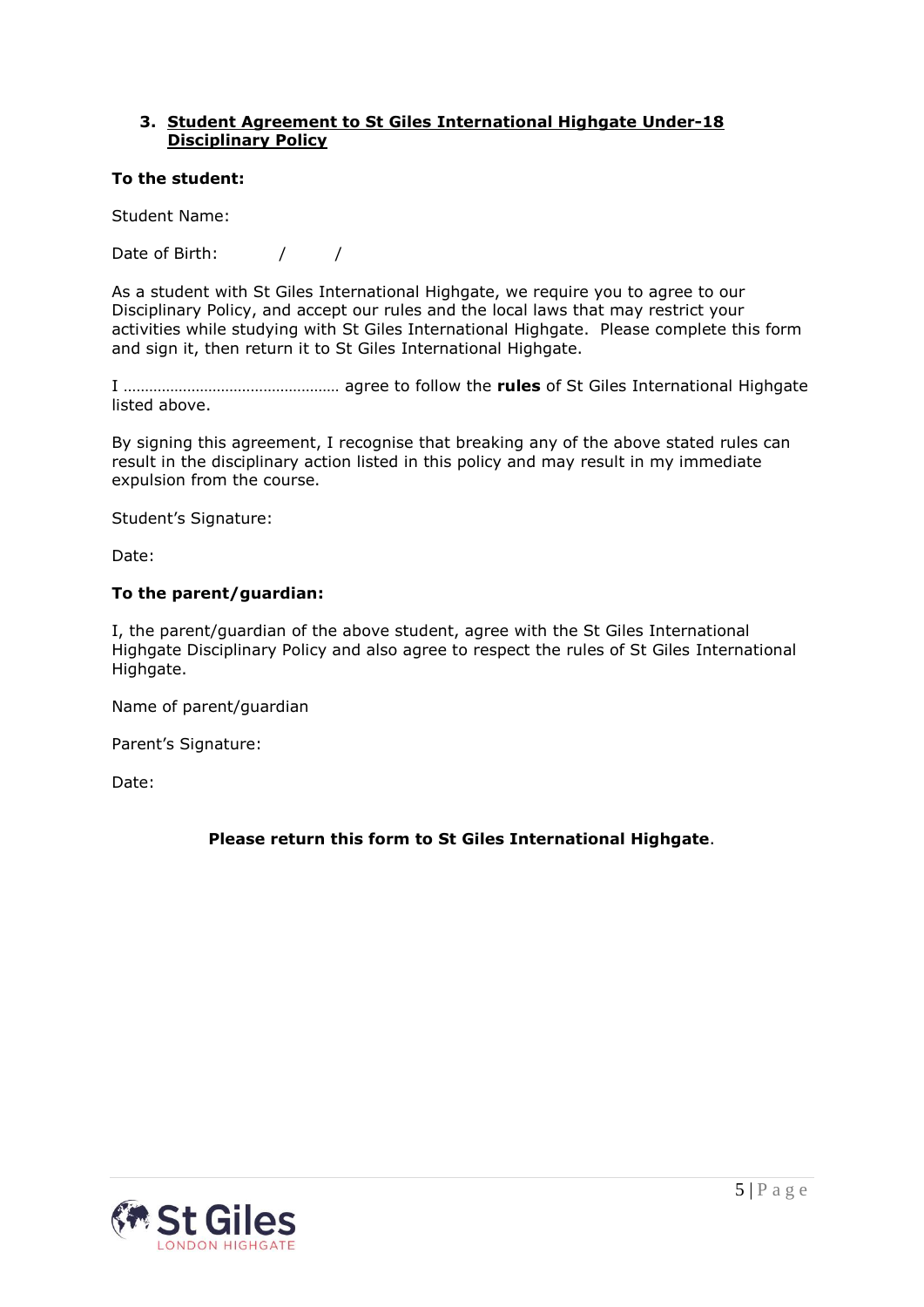### 3. <u>Student Agreement to St Giles International Highgate Under-18 Disciplinary Policy</u>

**To the student:**

Student Name:

Date of Birth: / /

As a student with St Giles International Highgate, we require you to agree to our Disciplinary Policy, and accept our rules and the local laws that may restrict your activities while studying with St Giles International Highgate. Please complete this form and sign it, then return it to St Giles International Highgate.

I …………………………………………… agree to follow the **rules** of St Giles International Highgate listed above.

By signing this agreement, I recognise that breaking any of the above stated rules can result in the disciplinary action listed in this policy and may result in my immediate expulsion from the course.

Student's Signature:

Date:

**To the parent/guardian:**

I, the parent/guardian of the above student, agree with the St Giles International Highgate Disciplinary Policy and also agree to respect the rules of St Giles International Highgate.

Name of parent/guardian

Parent's Signature:

Date:

**Please return this form to St Giles International Highgate**.